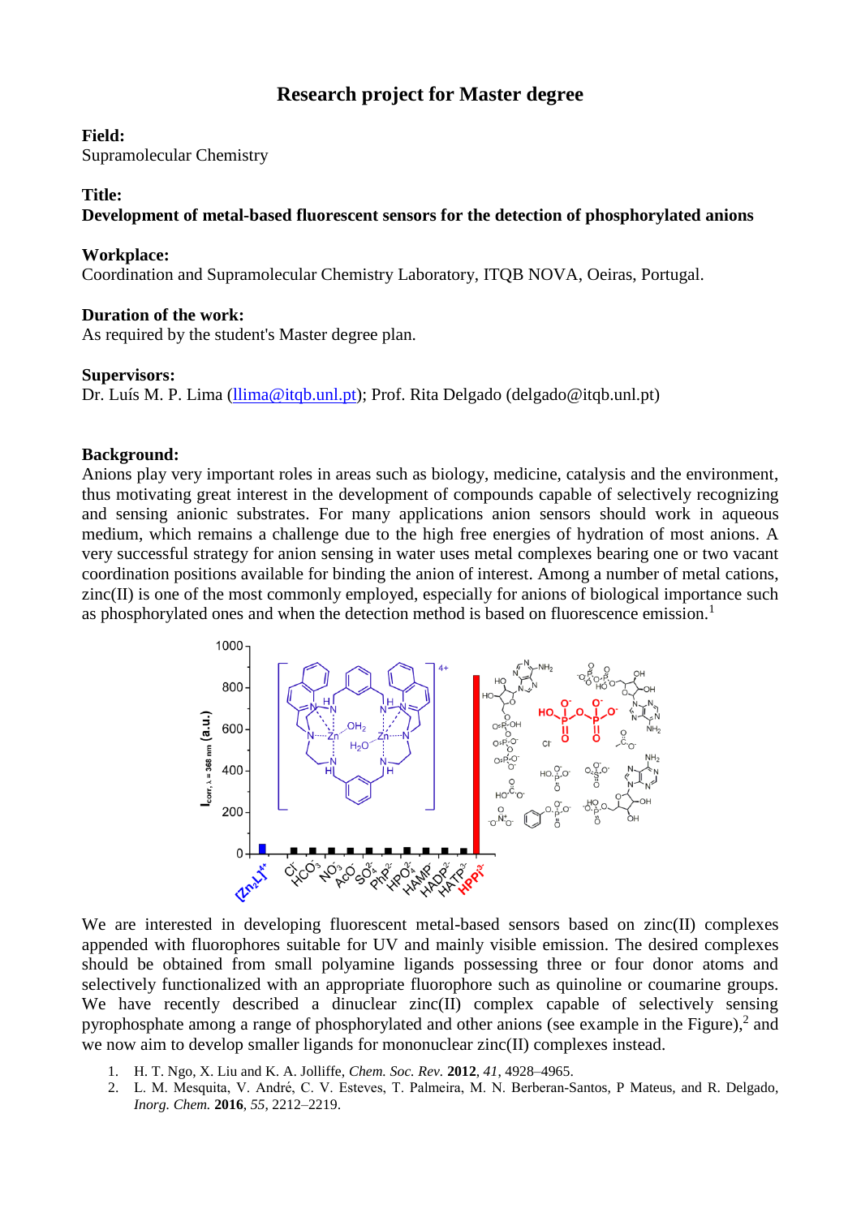# Research project for Master degree

**Field:**
Supramolecular Chemistry

**Title:**
**Development of metal-based fluorescent sensors for the detection of phosphorylated anions**

**Workplace:**
Coordination and Supramolecular Chemistry Laboratory, ITQB NOVA, Oeiras, Portugal.

**Duration of the work:**
As required by the student's Master degree plan.

**Supervisors:**
Dr. Luís M. P. Lima (llima@itqb.unl.pt); Prof. Rita Delgado (delgado@itqb.unl.pt)

**Background:**
Anions play very important roles in areas such as biology, medicine, catalysis and the environment, thus motivating great interest in the development of compounds capable of selectively recognizing and sensing anionic substrates. For many applications anion sensors should work in aqueous medium, which remains a challenge due to the high free energies of hydration of most anions. A very successful strategy for anion sensing in water uses metal complexes bearing one or two vacant coordination positions available for binding the anion of interest. Among a number of metal cations, zinc(II) is one of the most commonly employed, especially for anions of biological importance such as phosphorylated ones and when the detection method is based on fluorescence emission.[1]

We are interested in developing fluorescent metal-based sensors based on zinc(II) complexes appended with fluorophores suitable for UV and mainly visible emission. The desired complexes should be obtained from small polyamine ligands possessing three or four donor atoms and selectively functionalized with an appropriate fluorophore such as quinoline or coumarine groups. We have recently described a dinuclear zinc(II) complex capable of selectively sensing pyrophosphate among a range of phosphorylated and other anions (see example in the Figure),[2] and we now aim to develop smaller ligands for mononuclear zinc(II) complexes instead.

1. H. T. Ngo, X. Liu and K. A. Jolliffe, *Chem. Soc. Rev.* **2012**, *41*, 4928–4965.
2. L. M. Mesquita, V. André, C. V. Esteves, T. Palmeira, M. N. Berberan-Santos, P Mateus, and R. Delgado, *Inorg. Chem.* **2016**, *55*, 2212–2219.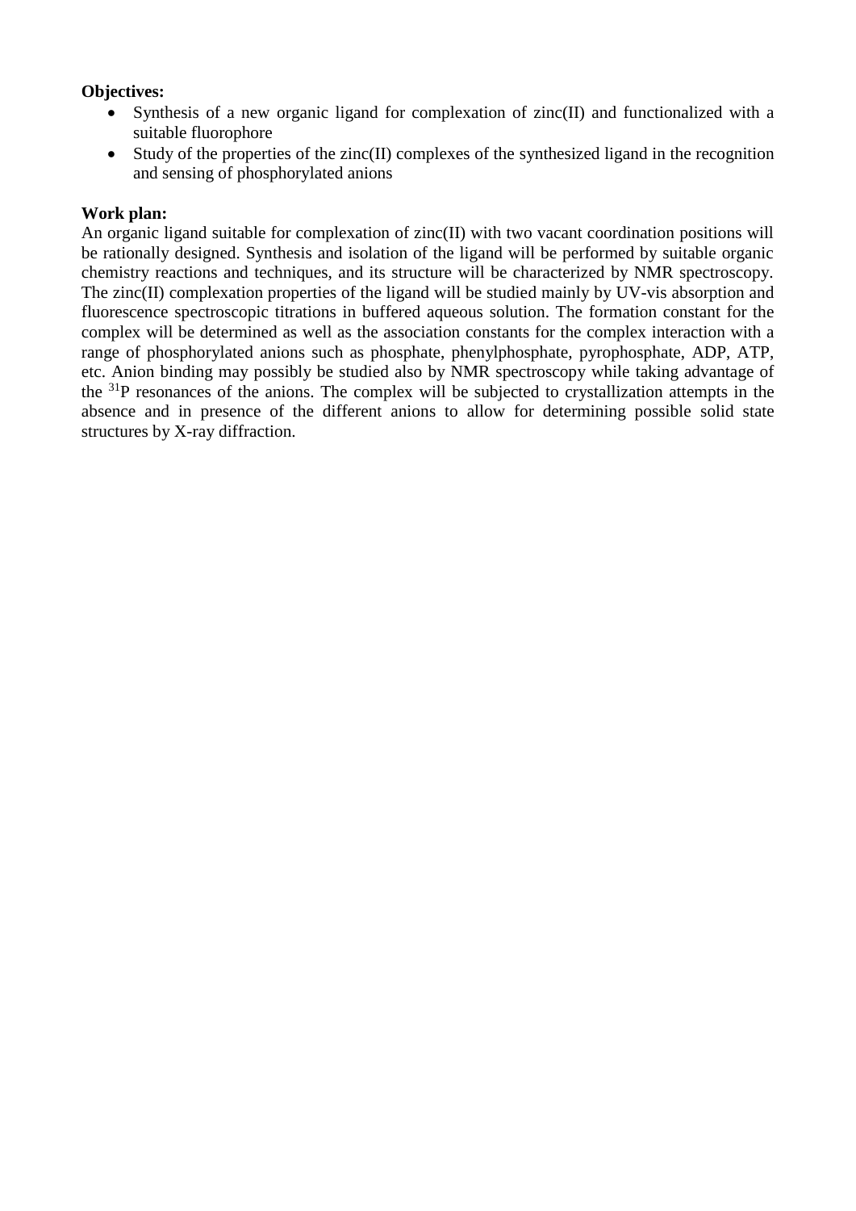**Objectives:**

- Synthesis of a new organic ligand for complexation of zinc(II) and functionalized with a suitable fluorophore
- Study of the properties of the zinc(II) complexes of the synthesized ligand in the recognition and sensing of phosphorylated anions

**Work plan:**

An organic ligand suitable for complexation of zinc(II) with two vacant coordination positions will be rationally designed. Synthesis and isolation of the ligand will be performed by suitable organic chemistry reactions and techniques, and its structure will be characterized by NMR spectroscopy. The zinc(II) complexation properties of the ligand will be studied mainly by UV-vis absorption and fluorescence spectroscopic titrations in buffered aqueous solution. The formation constant for the complex will be determined as well as the association constants for the complex interaction with a range of phosphorylated anions such as phosphate, phenylphosphate, pyrophosphate, ADP, ATP, etc. Anion binding may possibly be studied also by NMR spectroscopy while taking advantage of the $^{31}P$ resonances of the anions. The complex will be subjected to crystallization attempts in the absence and in presence of the different anions to allow for determining possible solid state structures by X-ray diffraction.